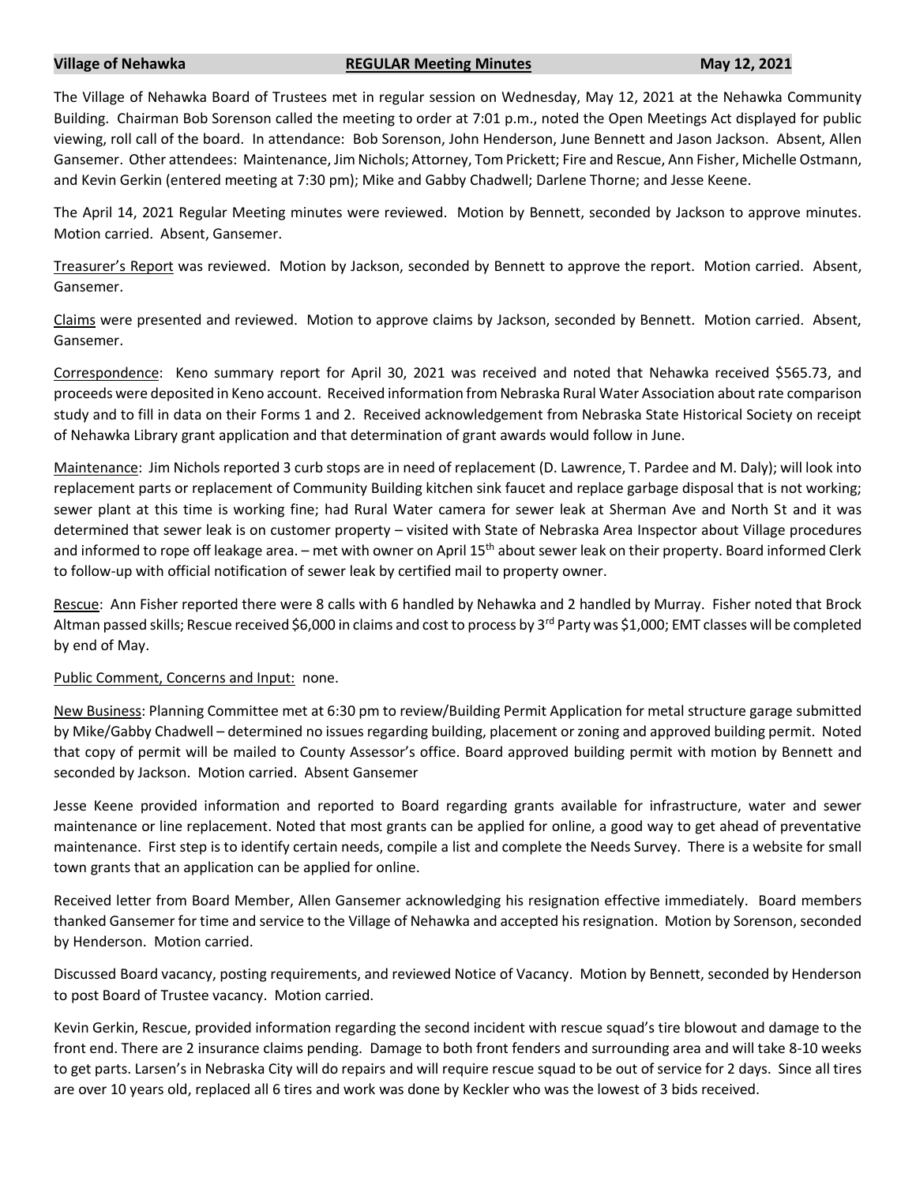**Village of Nehawka** **REGULAR Meeting Minutes** **May 12, 2021**

The Village of Nehawka Board of Trustees met in regular session on Wednesday, May 12, 2021 at the Nehawka Community Building. Chairman Bob Sorenson called the meeting to order at 7:01 p.m., noted the Open Meetings Act displayed for public viewing, roll call of the board. In attendance: Bob Sorenson, John Henderson, June Bennett and Jason Jackson. Absent, Allen Gansemer. Other attendees: Maintenance, Jim Nichols; Attorney, Tom Prickett; Fire and Rescue, Ann Fisher, Michelle Ostmann, and Kevin Gerkin (entered meeting at 7:30 pm); Mike and Gabby Chadwell; Darlene Thorne; and Jesse Keene.

The April 14, 2021 Regular Meeting minutes were reviewed. Motion by Bennett, seconded by Jackson to approve minutes. Motion carried. Absent, Gansemer.

<u>Treasurer's Report</u> was reviewed. Motion by Jackson, seconded by Bennett to approve the report. Motion carried. Absent, Gansemer.

<u>Claims</u> were presented and reviewed. Motion to approve claims by Jackson, seconded by Bennett. Motion carried. Absent, Gansemer.

<u>Correspondence</u>: Keno summary report for April 30, 2021 was received and noted that Nehawka received $565.73, and proceeds were deposited in Keno account. Received information from Nebraska Rural Water Association about rate comparison study and to fill in data on their Forms 1 and 2. Received acknowledgement from Nebraska State Historical Society on receipt of Nehawka Library grant application and that determination of grant awards would follow in June.

<u>Maintenance</u>: Jim Nichols reported 3 curb stops are in need of replacement (D. Lawrence, T. Pardee and M. Daly); will look into replacement parts or replacement of Community Building kitchen sink faucet and replace garbage disposal that is not working; sewer plant at this time is working fine; had Rural Water camera for sewer leak at Sherman Ave and North St and it was determined that sewer leak is on customer property – visited with State of Nebraska Area Inspector about Village procedures and informed to rope off leakage area. – met with owner on April 15th about sewer leak on their property. Board informed Clerk to follow-up with official notification of sewer leak by certified mail to property owner.

<u>Rescue</u>: Ann Fisher reported there were 8 calls with 6 handled by Nehawka and 2 handled by Murray. Fisher noted that Brock Altman passed skills; Rescue received $6,000 in claims and cost to process by 3rd Party was $1,000; EMT classes will be completed by end of May.

<u>Public Comment, Concerns and Input:</u> none.

<u>New Business</u>: Planning Committee met at 6:30 pm to review/Building Permit Application for metal structure garage submitted by Mike/Gabby Chadwell – determined no issues regarding building, placement or zoning and approved building permit. Noted that copy of permit will be mailed to County Assessor's office. Board approved building permit with motion by Bennett and seconded by Jackson. Motion carried. Absent Gansemer

Jesse Keene provided information and reported to Board regarding grants available for infrastructure, water and sewer maintenance or line replacement. Noted that most grants can be applied for online, a good way to get ahead of preventative maintenance. First step is to identify certain needs, compile a list and complete the Needs Survey. There is a website for small town grants that an application can be applied for online.

Received letter from Board Member, Allen Gansemer acknowledging his resignation effective immediately. Board members thanked Gansemer for time and service to the Village of Nehawka and accepted his resignation. Motion by Sorenson, seconded by Henderson. Motion carried.

Discussed Board vacancy, posting requirements, and reviewed Notice of Vacancy. Motion by Bennett, seconded by Henderson to post Board of Trustee vacancy. Motion carried.

Kevin Gerkin, Rescue, provided information regarding the second incident with rescue squad's tire blowout and damage to the front end. There are 2 insurance claims pending. Damage to both front fenders and surrounding area and will take 8-10 weeks to get parts. Larsen's in Nebraska City will do repairs and will require rescue squad to be out of service for 2 days. Since all tires are over 10 years old, replaced all 6 tires and work was done by Keckler who was the lowest of 3 bids received.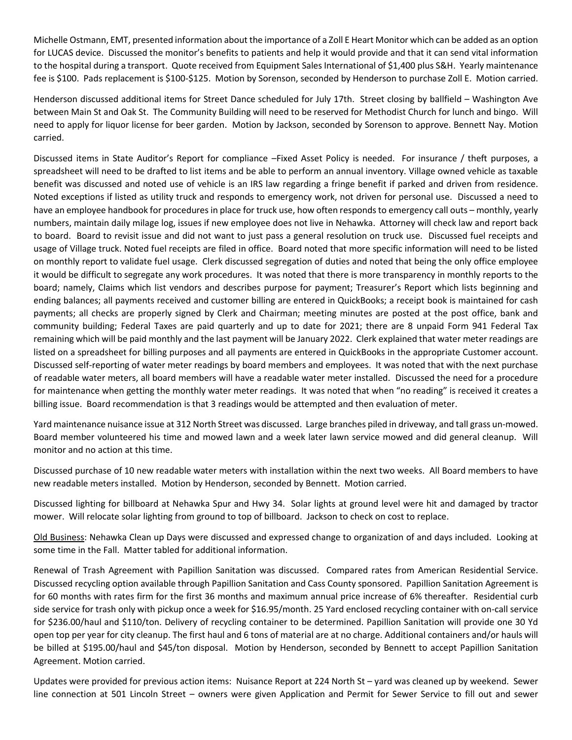Michelle Ostmann, EMT, presented information about the importance of a Zoll E Heart Monitor which can be added as an option for LUCAS device. Discussed the monitor's benefits to patients and help it would provide and that it can send vital information to the hospital during a transport. Quote received from Equipment Sales International of $1,400 plus S&H. Yearly maintenance fee is $100. Pads replacement is $100-$125. Motion by Sorenson, seconded by Henderson to purchase Zoll E. Motion carried.

Henderson discussed additional items for Street Dance scheduled for July 17th. Street closing by ballfield – Washington Ave between Main St and Oak St. The Community Building will need to be reserved for Methodist Church for lunch and bingo. Will need to apply for liquor license for beer garden. Motion by Jackson, seconded by Sorenson to approve. Bennett Nay. Motion carried.

Discussed items in State Auditor's Report for compliance –Fixed Asset Policy is needed. For insurance / theft purposes, a spreadsheet will need to be drafted to list items and be able to perform an annual inventory. Village owned vehicle as taxable benefit was discussed and noted use of vehicle is an IRS law regarding a fringe benefit if parked and driven from residence. Noted exceptions if listed as utility truck and responds to emergency work, not driven for personal use. Discussed a need to have an employee handbook for procedures in place for truck use, how often responds to emergency call outs – monthly, yearly numbers, maintain daily milage log, issues if new employee does not live in Nehawka. Attorney will check law and report back to board. Board to revisit issue and did not want to just pass a general resolution on truck use. Discussed fuel receipts and usage of Village truck. Noted fuel receipts are filed in office. Board noted that more specific information will need to be listed on monthly report to validate fuel usage. Clerk discussed segregation of duties and noted that being the only office employee it would be difficult to segregate any work procedures. It was noted that there is more transparency in monthly reports to the board; namely, Claims which list vendors and describes purpose for payment; Treasurer's Report which lists beginning and ending balances; all payments received and customer billing are entered in QuickBooks; a receipt book is maintained for cash payments; all checks are properly signed by Clerk and Chairman; meeting minutes are posted at the post office, bank and community building; Federal Taxes are paid quarterly and up to date for 2021; there are 8 unpaid Form 941 Federal Tax remaining which will be paid monthly and the last payment will be January 2022. Clerk explained that water meter readings are listed on a spreadsheet for billing purposes and all payments are entered in QuickBooks in the appropriate Customer account. Discussed self-reporting of water meter readings by board members and employees. It was noted that with the next purchase of readable water meters, all board members will have a readable water meter installed. Discussed the need for a procedure for maintenance when getting the monthly water meter readings. It was noted that when "no reading" is received it creates a billing issue. Board recommendation is that 3 readings would be attempted and then evaluation of meter.

Yard maintenance nuisance issue at 312 North Street was discussed. Large branches piled in driveway, and tall grass un-mowed. Board member volunteered his time and mowed lawn and a week later lawn service mowed and did general cleanup. Will monitor and no action at this time.

Discussed purchase of 10 new readable water meters with installation within the next two weeks. All Board members to have new readable meters installed. Motion by Henderson, seconded by Bennett. Motion carried.

Discussed lighting for billboard at Nehawka Spur and Hwy 34. Solar lights at ground level were hit and damaged by tractor mower. Will relocate solar lighting from ground to top of billboard. Jackson to check on cost to replace.

Old Business: Nehawka Clean up Days were discussed and expressed change to organization of and days included. Looking at some time in the Fall. Matter tabled for additional information.

Renewal of Trash Agreement with Papillion Sanitation was discussed. Compared rates from American Residential Service. Discussed recycling option available through Papillion Sanitation and Cass County sponsored. Papillion Sanitation Agreement is for 60 months with rates firm for the first 36 months and maximum annual price increase of 6% thereafter. Residential curb side service for trash only with pickup once a week for $16.95/month. 25 Yard enclosed recycling container with on-call service for $236.00/haul and $110/ton. Delivery of recycling container to be determined. Papillion Sanitation will provide one 30 Yd open top per year for city cleanup. The first haul and 6 tons of material are at no charge. Additional containers and/or hauls will be billed at $195.00/haul and $45/ton disposal. Motion by Henderson, seconded by Bennett to accept Papillion Sanitation Agreement. Motion carried.

Updates were provided for previous action items: Nuisance Report at 224 North St – yard was cleaned up by weekend. Sewer line connection at 501 Lincoln Street – owners were given Application and Permit for Sewer Service to fill out and sewer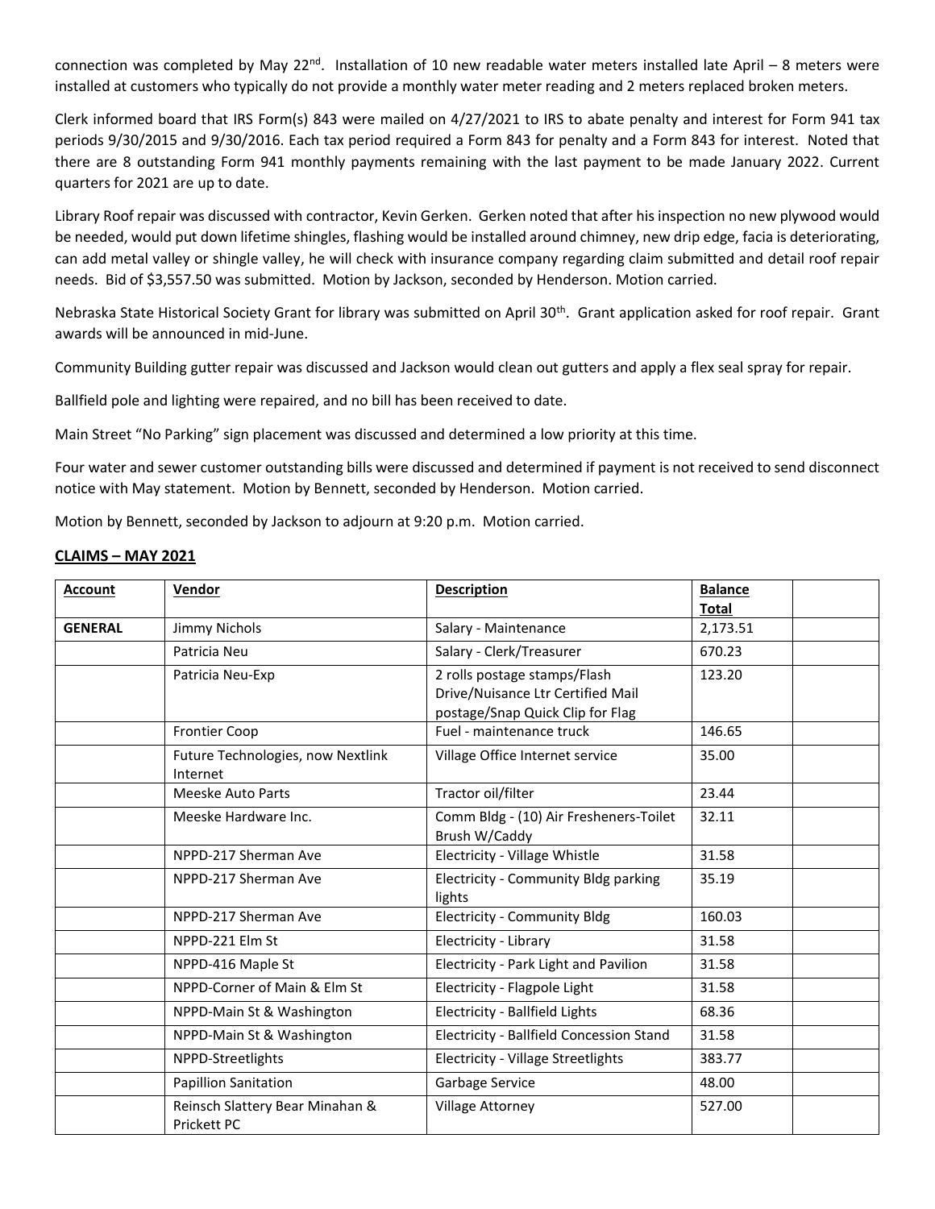connection was completed by May 22nd. Installation of 10 new readable water meters installed late April – 8 meters were installed at customers who typically do not provide a monthly water meter reading and 2 meters replaced broken meters.

Clerk informed board that IRS Form(s) 843 were mailed on 4/27/2021 to IRS to abate penalty and interest for Form 941 tax periods 9/30/2015 and 9/30/2016. Each tax period required a Form 843 for penalty and a Form 843 for interest. Noted that there are 8 outstanding Form 941 monthly payments remaining with the last payment to be made January 2022. Current quarters for 2021 are up to date.

Library Roof repair was discussed with contractor, Kevin Gerken. Gerken noted that after his inspection no new plywood would be needed, would put down lifetime shingles, flashing would be installed around chimney, new drip edge, facia is deteriorating, can add metal valley or shingle valley, he will check with insurance company regarding claim submitted and detail roof repair needs. Bid of $3,557.50 was submitted. Motion by Jackson, seconded by Henderson. Motion carried.

Nebraska State Historical Society Grant for library was submitted on April 30th. Grant application asked for roof repair. Grant awards will be announced in mid-June.

Community Building gutter repair was discussed and Jackson would clean out gutters and apply a flex seal spray for repair.

Ballfield pole and lighting were repaired, and no bill has been received to date.

Main Street "No Parking" sign placement was discussed and determined a low priority at this time.

Four water and sewer customer outstanding bills were discussed and determined if payment is not received to send disconnect notice with May statement. Motion by Bennett, seconded by Henderson. Motion carried.

Motion by Bennett, seconded by Jackson to adjourn at 9:20 p.m. Motion carried.

**CLAIMS – MAY 2021**

| Account | Vendor | Description | Balance Total | |
|---|---|---|---|---|
| **GENERAL** | Jimmy Nichols | Salary - Maintenance | 2,173.51 | |
| | Patricia Neu | Salary - Clerk/Treasurer | 670.23 | |
| | Patricia Neu-Exp | 2 rolls postage stamps/Flash Drive/Nuisance Ltr Certified Mail postage/Snap Quick Clip for Flag | 123.20 | |
| | Frontier Coop | Fuel - maintenance truck | 146.65 | |
| | Future Technologies, now Nextlink Internet | Village Office Internet service | 35.00 | |
| | Meeske Auto Parts | Tractor oil/filter | 23.44 | |
| | Meeske Hardware Inc. | Comm Bldg - (10) Air Fresheners-Toilet Brush W/Caddy | 32.11 | |
| | NPPD-217 Sherman Ave | Electricity - Village Whistle | 31.58 | |
| | NPPD-217 Sherman Ave | Electricity - Community Bldg parking lights | 35.19 | |
| | NPPD-217 Sherman Ave | Electricity - Community Bldg | 160.03 | |
| | NPPD-221 Elm St | Electricity - Library | 31.58 | |
| | NPPD-416 Maple St | Electricity - Park Light and Pavilion | 31.58 | |
| | NPPD-Corner of Main & Elm St | Electricity - Flagpole Light | 31.58 | |
| | NPPD-Main St & Washington | Electricity - Ballfield Lights | 68.36 | |
| | NPPD-Main St & Washington | Electricity - Ballfield Concession Stand | 31.58 | |
| | NPPD-Streetlights | Electricity - Village Streetlights | 383.77 | |
| | Papillion Sanitation | Garbage Service | 48.00 | |
| | Reinsch Slattery Bear Minahan & Prickett PC | Village Attorney | 527.00 | |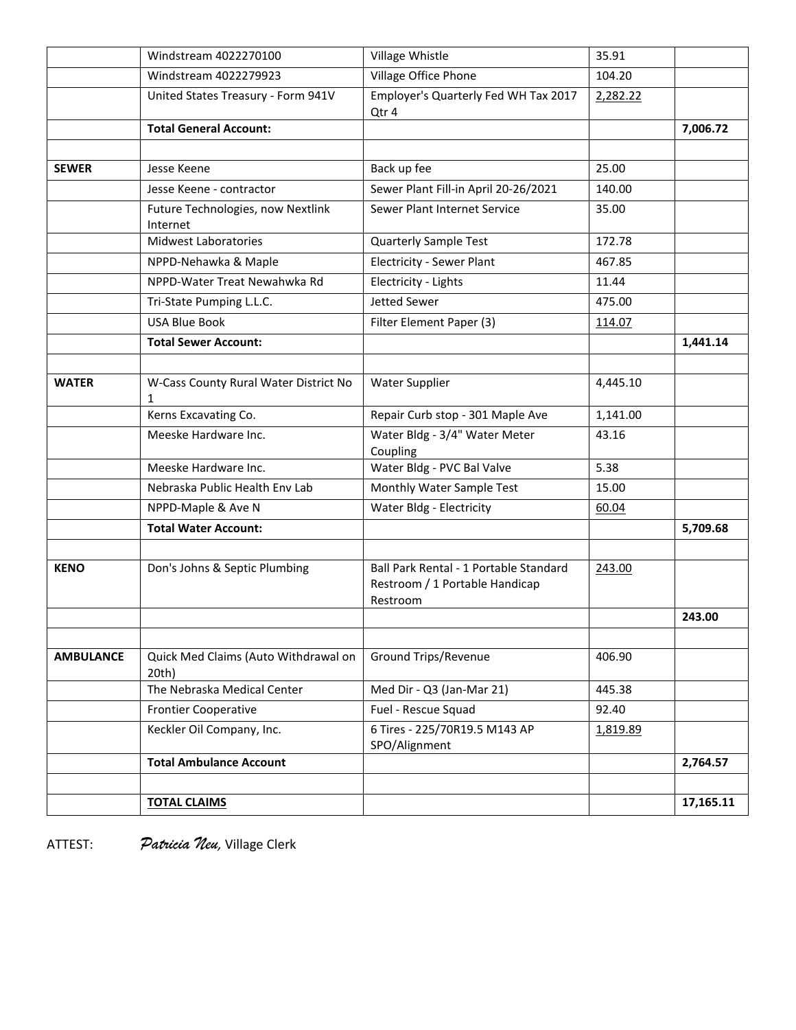| | | | | |
|---|---|---|---|---|
| | Windstream 4022270100 | Village Whistle | 35.91 | |
| | Windstream 4022279923 | Village Office Phone | 104.20 | |
| | United States Treasury - Form 941V | Employer's Quarterly Fed WH Tax 2017 Qtr 4 | 2,282.22 | |
| | **Total General Account:** | | | **7,006.72** |
| | | | | |
| **SEWER** | Jesse Keene | Back up fee | 25.00 | |
| | Jesse Keene - contractor | Sewer Plant Fill-in April 20-26/2021 | 140.00 | |
| | Future Technologies, now Nextlink Internet | Sewer Plant Internet Service | 35.00 | |
| | Midwest Laboratories | Quarterly Sample Test | 172.78 | |
| | NPPD-Nehawka & Maple | Electricity - Sewer Plant | 467.85 | |
| | NPPD-Water Treat Newahwka Rd | Electricity - Lights | 11.44 | |
| | Tri-State Pumping L.L.C. | Jetted Sewer | 475.00 | |
| | USA Blue Book | Filter Element Paper (3) | 114.07 | |
| | **Total Sewer Account:** | | | **1,441.14** |
| | | | | |
| **WATER** | W-Cass County Rural Water District No 1 | Water Supplier | 4,445.10 | |
| | Kerns Excavating Co. | Repair Curb stop - 301 Maple Ave | 1,141.00 | |
| | Meeske Hardware Inc. | Water Bldg - 3/4" Water Meter Coupling | 43.16 | |
| | Meeske Hardware Inc. | Water Bldg - PVC Bal Valve | 5.38 | |
| | Nebraska Public Health Env Lab | Monthly Water Sample Test | 15.00 | |
| | NPPD-Maple & Ave N | Water Bldg - Electricity | 60.04 | |
| | **Total Water Account:** | | | **5,709.68** |
| | | | | |
| **KENO** | Don's Johns & Septic Plumbing | Ball Park Rental - 1 Portable Standard Restroom / 1 Portable Handicap Restroom | 243.00 | |
| | | | | **243.00** |
| | | | | |
| **AMBULANCE** | Quick Med Claims (Auto Withdrawal on 20th) | Ground Trips/Revenue | 406.90 | |
| | The Nebraska Medical Center | Med Dir - Q3 (Jan-Mar 21) | 445.38 | |
| | Frontier Cooperative | Fuel - Rescue Squad | 92.40 | |
| | Keckler Oil Company, Inc. | 6 Tires - 225/70R19.5 M143 AP SPO/Alignment | 1,819.89 | |
| | **Total Ambulance Account** | | | **2,764.57** |
| | | | | |
| | **TOTAL CLAIMS** | | | **17,165.11** |

ATTEST: *Patricia Neu,* Village Clerk